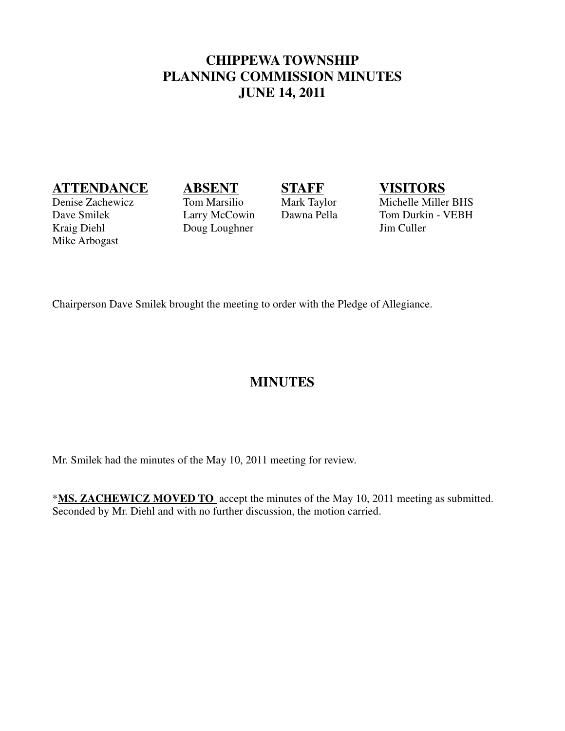# CHIPPEWA TOWNSHIP
# PLANNING COMMISSION MINUTES
# JUNE 14, 2011

| **ATTENDANCE** | **ABSENT** | **STAFF** | **VISITORS** |
|---|---|---|---|
| Denise Zachewicz | Tom Marsilio | Mark Taylor | Michelle Miller BHS |
| Dave Smilek | Larry McCowin | Dawna Pella | Tom Durkin - VEBH |
| Kraig Diehl | Doug Loughner | | Jim Culler |
| Mike Arbogast | | | |

Chairperson Dave Smilek brought the meeting to order with the Pledge of Allegiance.

## MINUTES

Mr. Smilek had the minutes of the May 10, 2011 meeting for review.

*__MS. ZACHEWICZ MOVED TO__ accept the minutes of the May 10, 2011 meeting as submitted. Seconded by Mr. Diehl and with no further discussion, the motion carried.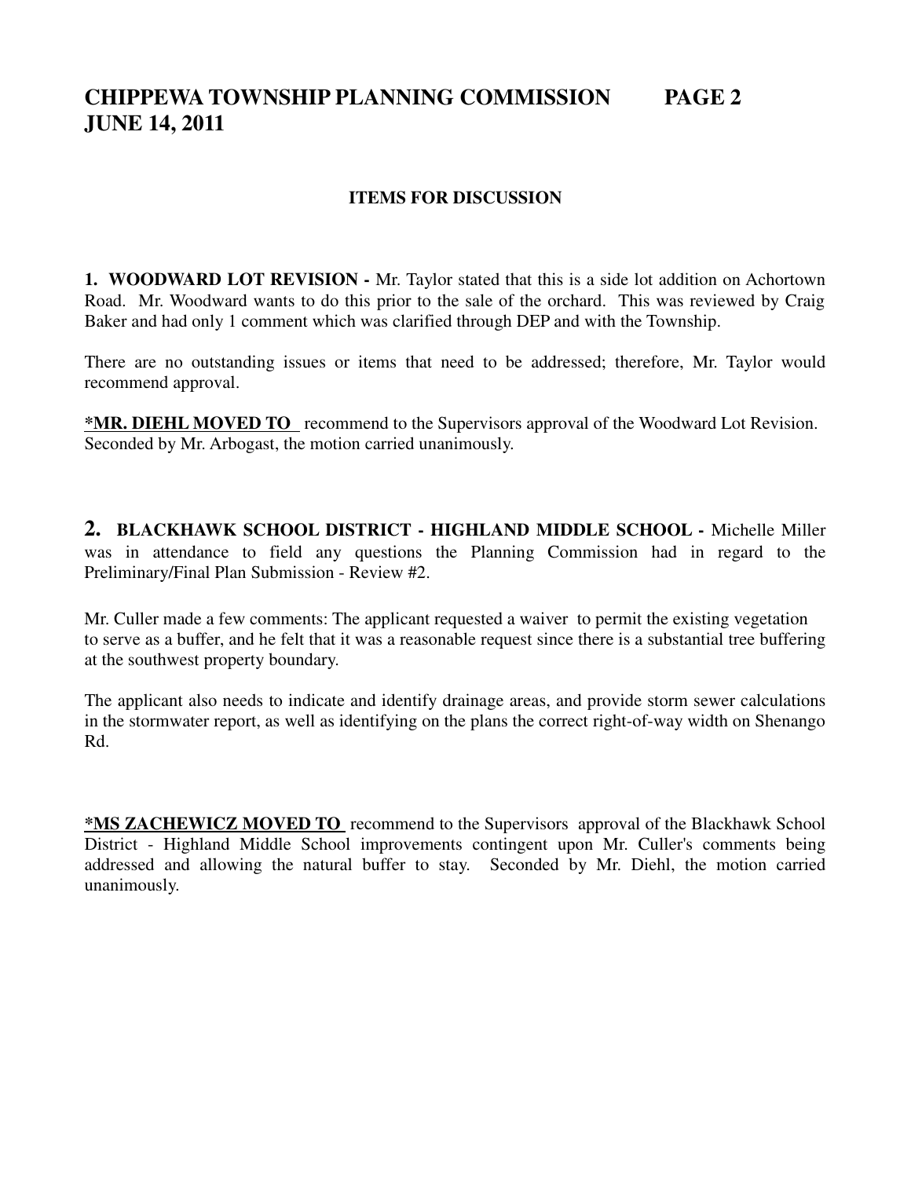### ITEMS FOR DISCUSSION

**1. WOODWARD LOT REVISION -** Mr. Taylor stated that this is a side lot addition on Achortown Road. Mr. Woodward wants to do this prior to the sale of the orchard. This was reviewed by Craig Baker and had only 1 comment which was clarified through DEP and with the Township.

There are no outstanding issues or items that need to be addressed; therefore, Mr. Taylor would recommend approval.

**\*MR. DIEHL MOVED TO** recommend to the Supervisors approval of the Woodward Lot Revision. Seconded by Mr. Arbogast, the motion carried unanimously.

**2. BLACKHAWK SCHOOL DISTRICT - HIGHLAND MIDDLE SCHOOL -** Michelle Miller was in attendance to field any questions the Planning Commission had in regard to the Preliminary/Final Plan Submission - Review #2.

Mr. Culler made a few comments: The applicant requested a waiver to permit the existing vegetation to serve as a buffer, and he felt that it was a reasonable request since there is a substantial tree buffering at the southwest property boundary.

The applicant also needs to indicate and identify drainage areas, and provide storm sewer calculations in the stormwater report, as well as identifying on the plans the correct right-of-way width on Shenango Rd.

**\*MS ZACHEWICZ MOVED TO** recommend to the Supervisors approval of the Blackhawk School District - Highland Middle School improvements contingent upon Mr. Culler's comments being addressed and allowing the natural buffer to stay. Seconded by Mr. Diehl, the motion carried unanimously.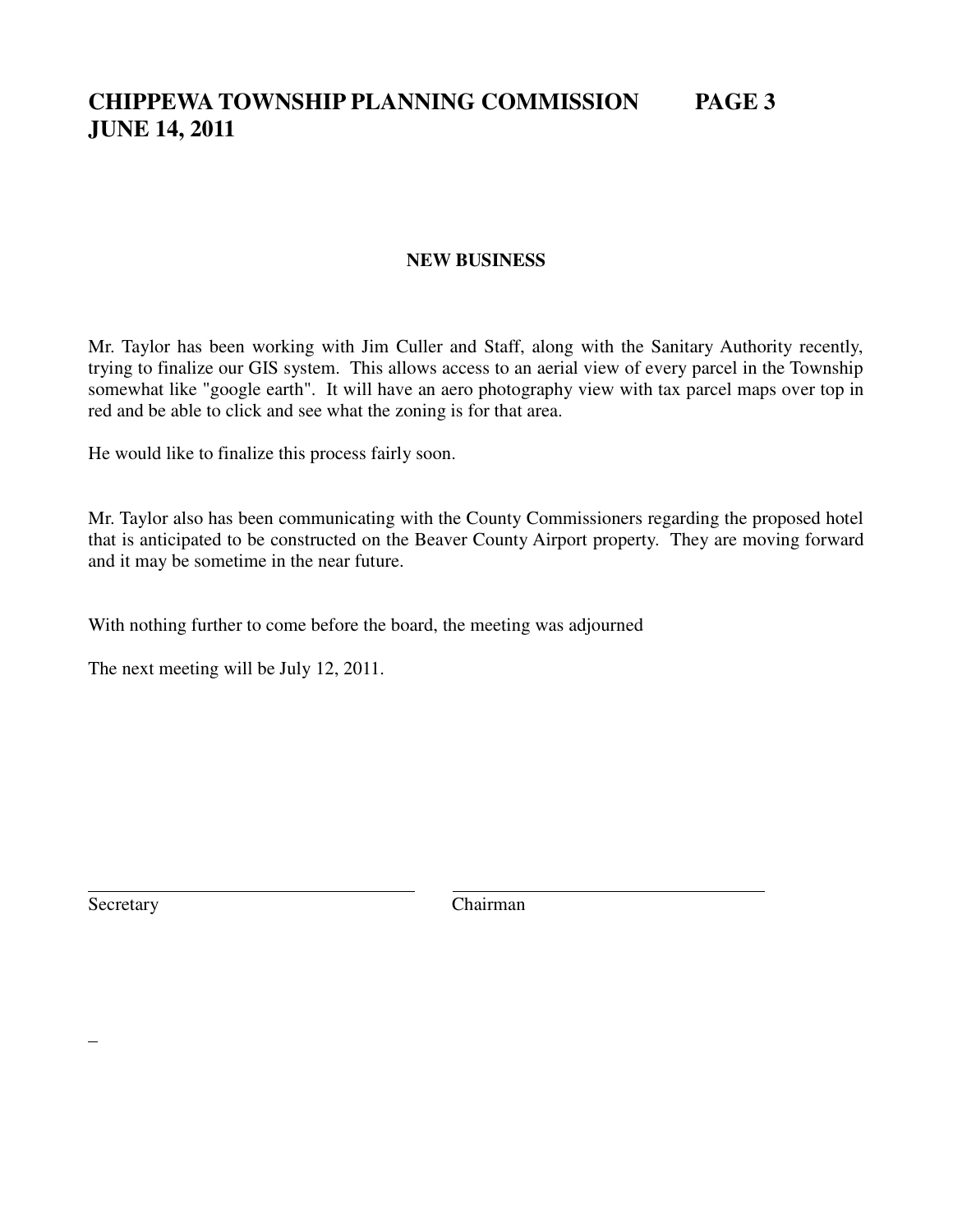## NEW BUSINESS

Mr. Taylor has been working with Jim Culler and Staff, along with the Sanitary Authority recently, trying to finalize our GIS system. This allows access to an aerial view of every parcel in the Township somewhat like "google earth". It will have an aero photography view with tax parcel maps over top in red and be able to click and see what the zoning is for that area.

He would like to finalize this process fairly soon.

Mr. Taylor also has been communicating with the County Commissioners regarding the proposed hotel that is anticipated to be constructed on the Beaver County Airport property. They are moving forward and it may be sometime in the near future.

With nothing further to come before the board, the meeting was adjourned

The next meeting will be July 12, 2011.

\_\_\_\_\_\_\_\_\_\_\_\_\_\_\_\_\_\_\_\_\_\_\_\_\_\_\_\_\_\_\_\_ \_\_\_\_\_\_\_\_\_\_\_\_\_\_\_\_\_\_\_\_\_\_\_\_\_\_\_\_\_\_\_\_

Secretary Chairman